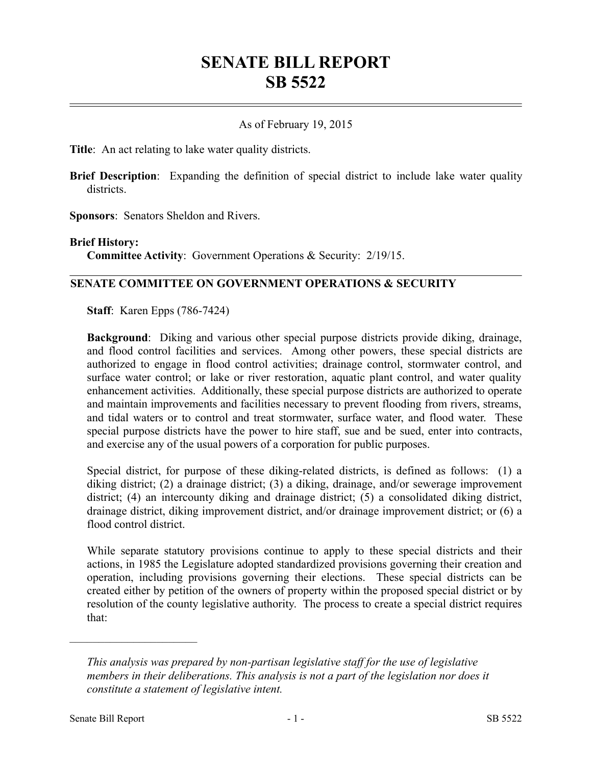# SENATE BILL REPORT
# SB 5522

As of February 19, 2015

**Title**: An act relating to lake water quality districts.

**Brief Description**: Expanding the definition of special district to include lake water quality districts.

**Sponsors**: Senators Sheldon and Rivers.

**Brief History:**

**Committee Activity**: Government Operations & Security: 2/19/15.

## SENATE COMMITTEE ON GOVERNMENT OPERATIONS & SECURITY

**Staff**: Karen Epps (786-7424)

**Background**: Diking and various other special purpose districts provide diking, drainage, and flood control facilities and services. Among other powers, these special districts are authorized to engage in flood control activities; drainage control, stormwater control, and surface water control; or lake or river restoration, aquatic plant control, and water quality enhancement activities. Additionally, these special purpose districts are authorized to operate and maintain improvements and facilities necessary to prevent flooding from rivers, streams, and tidal waters or to control and treat stormwater, surface water, and flood water. These special purpose districts have the power to hire staff, sue and be sued, enter into contracts, and exercise any of the usual powers of a corporation for public purposes.

Special district, for purpose of these diking-related districts, is defined as follows: (1) a diking district; (2) a drainage district; (3) a diking, drainage, and/or sewerage improvement district; (4) an intercounty diking and drainage district; (5) a consolidated diking district, drainage district, diking improvement district, and/or drainage improvement district; or (6) a flood control district.

While separate statutory provisions continue to apply to these special districts and their actions, in 1985 the Legislature adopted standardized provisions governing their creation and operation, including provisions governing their elections. These special districts can be created either by petition of the owners of property within the proposed special district or by resolution of the county legislative authority. The process to create a special district requires that:

---

*This analysis was prepared by non-partisan legislative staff for the use of legislative members in their deliberations. This analysis is not a part of the legislation nor does it constitute a statement of legislative intent.*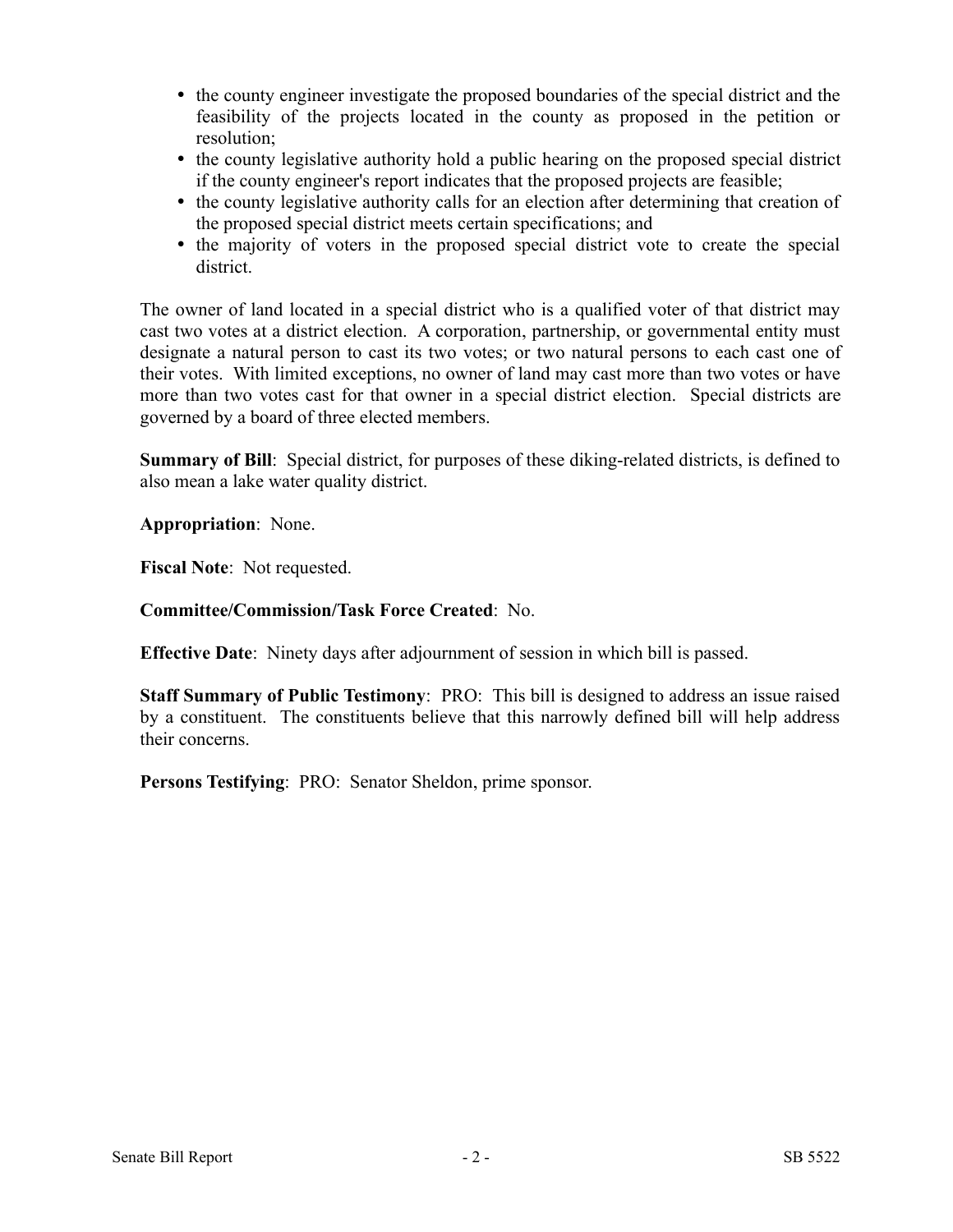- the county engineer investigate the proposed boundaries of the special district and the feasibility of the projects located in the county as proposed in the petition or resolution;
- the county legislative authority hold a public hearing on the proposed special district if the county engineer's report indicates that the proposed projects are feasible;
- the county legislative authority calls for an election after determining that creation of the proposed special district meets certain specifications; and
- the majority of voters in the proposed special district vote to create the special district.

The owner of land located in a special district who is a qualified voter of that district may cast two votes at a district election. A corporation, partnership, or governmental entity must designate a natural person to cast its two votes; or two natural persons to each cast one of their votes. With limited exceptions, no owner of land may cast more than two votes or have more than two votes cast for that owner in a special district election. Special districts are governed by a board of three elected members.

**Summary of Bill**: Special district, for purposes of these diking-related districts, is defined to also mean a lake water quality district.

**Appropriation**: None.

**Fiscal Note**: Not requested.

**Committee/Commission/Task Force Created**: No.

**Effective Date**: Ninety days after adjournment of session in which bill is passed.

**Staff Summary of Public Testimony**: PRO: This bill is designed to address an issue raised by a constituent. The constituents believe that this narrowly defined bill will help address their concerns.

**Persons Testifying**: PRO: Senator Sheldon, prime sponsor.